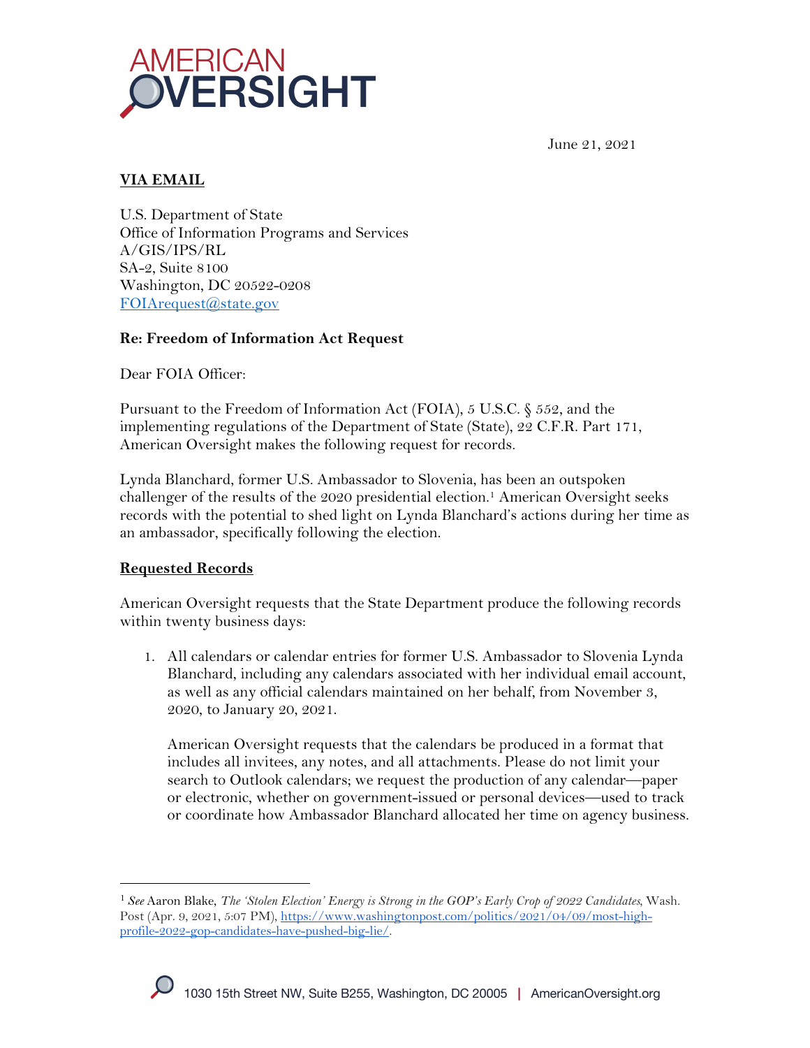June 21, 2021

**VIA EMAIL**

U.S. Department of State
Office of Information Programs and Services
A/GIS/IPS/RL
SA-2, Suite 8100
Washington, DC 20522-0208
FOIArequest@state.gov

**Re: Freedom of Information Act Request**

Dear FOIA Officer:

Pursuant to the Freedom of Information Act (FOIA), 5 U.S.C. § 552, and the implementing regulations of the Department of State (State), 22 C.F.R. Part 171, American Oversight makes the following request for records.

Lynda Blanchard, former U.S. Ambassador to Slovenia, has been an outspoken challenger of the results of the 2020 presidential election.[1] American Oversight seeks records with the potential to shed light on Lynda Blanchard's actions during her time as an ambassador, specifically following the election.

**Requested Records**

American Oversight requests that the State Department produce the following records within twenty business days:

1. All calendars or calendar entries for former U.S. Ambassador to Slovenia Lynda Blanchard, including any calendars associated with her individual email account, as well as any official calendars maintained on her behalf, from November 3, 2020, to January 20, 2021.

   American Oversight requests that the calendars be produced in a format that includes all invitees, any notes, and all attachments. Please do not limit your search to Outlook calendars; we request the production of any calendar—paper or electronic, whether on government-issued or personal devices—used to track or coordinate how Ambassador Blanchard allocated her time on agency business.

---

[1] *See* Aaron Blake, *The 'Stolen Election' Energy is Strong in the GOP's Early Crop of 2022 Candidates*, Wash. Post (Apr. 9, 2021, 5:07 PM), https://www.washingtonpost.com/politics/2021/04/09/most-high-profile-2022-gop-candidates-have-pushed-big-lie/.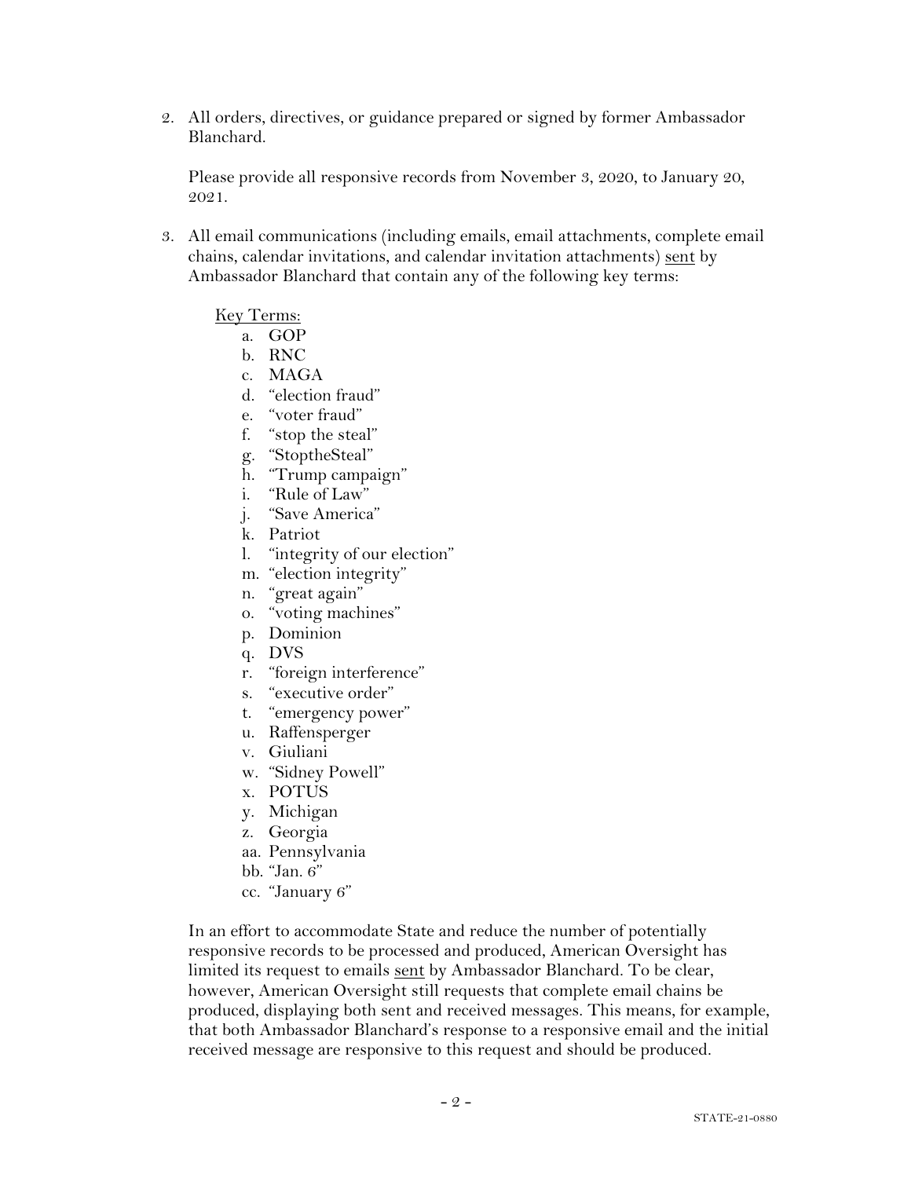2. All orders, directives, or guidance prepared or signed by former Ambassador Blanchard.

   Please provide all responsive records from November 3, 2020, to January 20, 2021.

3. All email communications (including emails, email attachments, complete email chains, calendar invitations, and calendar invitation attachments) <u>sent</u> by Ambassador Blanchard that contain any of the following key terms:

   <u>Key Terms:</u>

   a. GOP
   b. RNC
   c. MAGA
   d. "election fraud"
   e. "voter fraud"
   f. "stop the steal"
   g. "StoptheSteal"
   h. "Trump campaign"
   i. "Rule of Law"
   j. "Save America"
   k. Patriot
   l. "integrity of our election"
   m. "election integrity"
   n. "great again"
   o. "voting machines"
   p. Dominion
   q. DVS
   r. "foreign interference"
   s. "executive order"
   t. "emergency power"
   u. Raffensperger
   v. Giuliani
   w. "Sidney Powell"
   x. POTUS
   y. Michigan
   z. Georgia
   aa. Pennsylvania
   bb. "Jan. 6"
   cc. "January 6"

   In an effort to accommodate State and reduce the number of potentially responsive records to be processed and produced, American Oversight has limited its request to emails <u>sent</u> by Ambassador Blanchard. To be clear, however, American Oversight still requests that complete email chains be produced, displaying both sent and received messages. This means, for example, that both Ambassador Blanchard's response to a responsive email and the initial received message are responsive to this request and should be produced.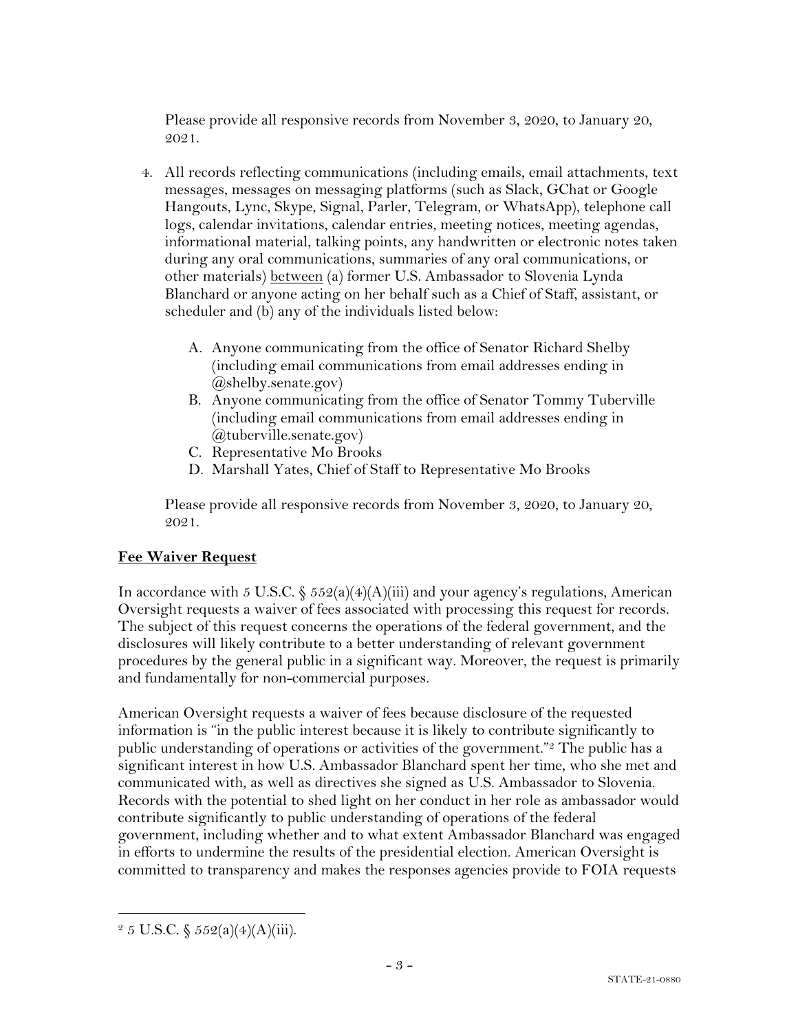Please provide all responsive records from November 3, 2020, to January 20, 2021.

4. All records reflecting communications (including emails, email attachments, text messages, messages on messaging platforms (such as Slack, GChat or Google Hangouts, Lync, Skype, Signal, Parler, Telegram, or WhatsApp), telephone call logs, calendar invitations, calendar entries, meeting notices, meeting agendas, informational material, talking points, any handwritten or electronic notes taken during any oral communications, summaries of any oral communications, or other materials) between (a) former U.S. Ambassador to Slovenia Lynda Blanchard or anyone acting on her behalf such as a Chief of Staff, assistant, or scheduler and (b) any of the individuals listed below:

   A. Anyone communicating from the office of Senator Richard Shelby (including email communications from email addresses ending in @shelby.senate.gov)
   B. Anyone communicating from the office of Senator Tommy Tuberville (including email communications from email addresses ending in @tuberville.senate.gov)
   C. Representative Mo Brooks
   D. Marshall Yates, Chief of Staff to Representative Mo Brooks

   Please provide all responsive records from November 3, 2020, to January 20, 2021.

## Fee Waiver Request

In accordance with 5 U.S.C. § 552(a)(4)(A)(iii) and your agency's regulations, American Oversight requests a waiver of fees associated with processing this request for records. The subject of this request concerns the operations of the federal government, and the disclosures will likely contribute to a better understanding of relevant government procedures by the general public in a significant way. Moreover, the request is primarily and fundamentally for non-commercial purposes.

American Oversight requests a waiver of fees because disclosure of the requested information is "in the public interest because it is likely to contribute significantly to public understanding of operations or activities of the government."[2] The public has a significant interest in how U.S. Ambassador Blanchard spent her time, who she met and communicated with, as well as directives she signed as U.S. Ambassador to Slovenia. Records with the potential to shed light on her conduct in her role as ambassador would contribute significantly to public understanding of operations of the federal government, including whether and to what extent Ambassador Blanchard was engaged in efforts to undermine the results of the presidential election. American Oversight is committed to transparency and makes the responses agencies provide to FOIA requests

[2] 5 U.S.C. § 552(a)(4)(A)(iii).

STATE-21-0880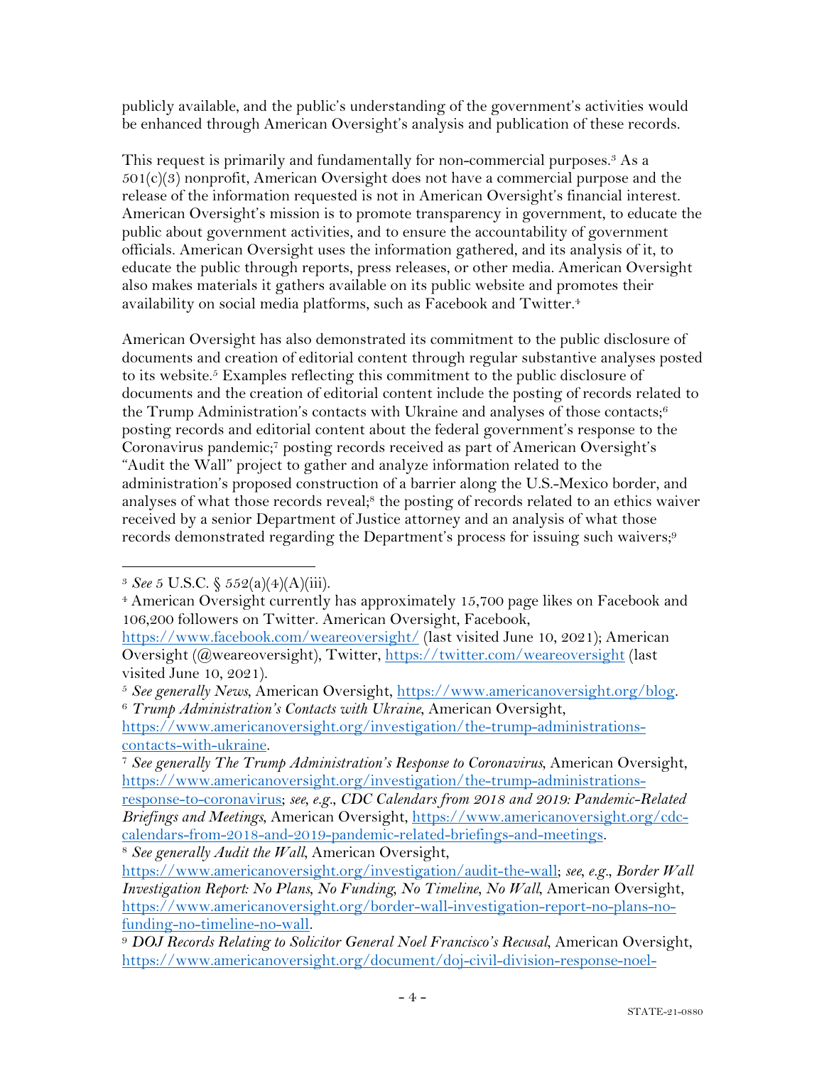publicly available, and the public's understanding of the government's activities would be enhanced through American Oversight's analysis and publication of these records.

This request is primarily and fundamentally for non-commercial purposes.[3] As a 501(c)(3) nonprofit, American Oversight does not have a commercial purpose and the release of the information requested is not in American Oversight's financial interest. American Oversight's mission is to promote transparency in government, to educate the public about government activities, and to ensure the accountability of government officials. American Oversight uses the information gathered, and its analysis of it, to educate the public through reports, press releases, or other media. American Oversight also makes materials it gathers available on its public website and promotes their availability on social media platforms, such as Facebook and Twitter.[4]

American Oversight has also demonstrated its commitment to the public disclosure of documents and creation of editorial content through regular substantive analyses posted to its website.[5] Examples reflecting this commitment to the public disclosure of documents and the creation of editorial content include the posting of records related to the Trump Administration's contacts with Ukraine and analyses of those contacts;[6] posting records and editorial content about the federal government's response to the Coronavirus pandemic;[7] posting records received as part of American Oversight's "Audit the Wall" project to gather and analyze information related to the administration's proposed construction of a barrier along the U.S.-Mexico border, and analyses of what those records reveal;[8] the posting of records related to an ethics waiver received by a senior Department of Justice attorney and an analysis of what those records demonstrated regarding the Department's process for issuing such waivers;[9]

---

[3] *See* 5 U.S.C. § 552(a)(4)(A)(iii).

[4] American Oversight currently has approximately 15,700 page likes on Facebook and 106,200 followers on Twitter. American Oversight, Facebook, https://www.facebook.com/weareoversight/ (last visited June 10, 2021); American Oversight (@weareoversight), Twitter, https://twitter.com/weareoversight (last visited June 10, 2021).

[5] *See generally News*, American Oversight, https://www.americanoversight.org/blog.

[6] *Trump Administration's Contacts with Ukraine*, American Oversight, https://www.americanoversight.org/investigation/the-trump-administrations-contacts-with-ukraine.

[7] *See generally The Trump Administration's Response to Coronavirus*, American Oversight, https://www.americanoversight.org/investigation/the-trump-administrations-response-to-coronavirus; *see, e.g.*, *CDC Calendars from 2018 and 2019: Pandemic-Related Briefings and Meetings*, American Oversight, https://www.americanoversight.org/cdc-calendars-from-2018-and-2019-pandemic-related-briefings-and-meetings.

[8] *See generally Audit the Wall*, American Oversight, https://www.americanoversight.org/investigation/audit-the-wall; *see, e.g.*, *Border Wall Investigation Report: No Plans, No Funding, No Timeline, No Wall*, American Oversight, https://www.americanoversight.org/border-wall-investigation-report-no-plans-no-funding-no-timeline-no-wall.

[9] *DOJ Records Relating to Solicitor General Noel Francisco's Recusal*, American Oversight, https://www.americanoversight.org/document/doj-civil-division-response-noel-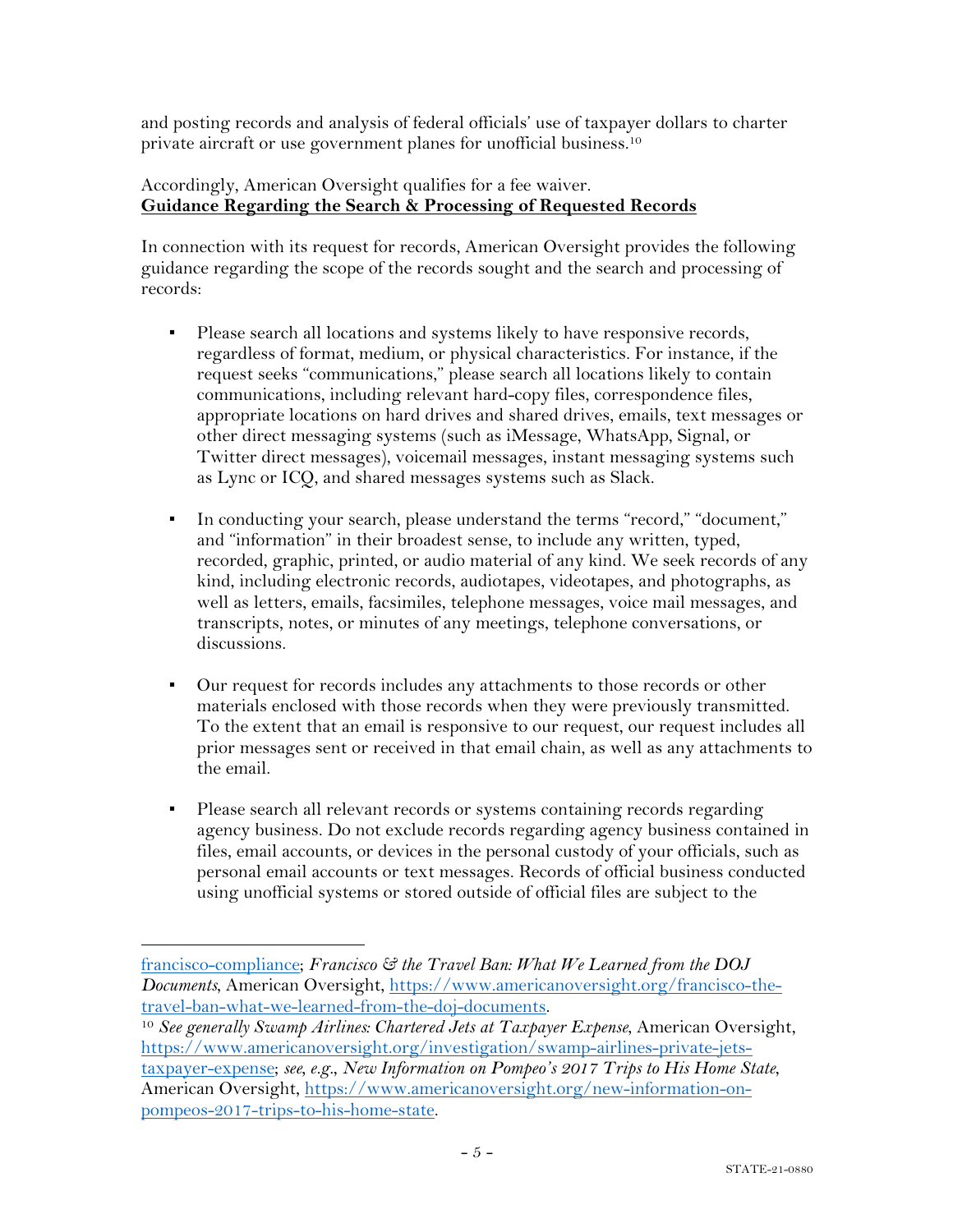and posting records and analysis of federal officials' use of taxpayer dollars to charter private aircraft or use government planes for unofficial business.[10]

Accordingly, American Oversight qualifies for a fee waiver.

**Guidance Regarding the Search & Processing of Requested Records**

In connection with its request for records, American Oversight provides the following guidance regarding the scope of the records sought and the search and processing of records:

- Please search all locations and systems likely to have responsive records, regardless of format, medium, or physical characteristics. For instance, if the request seeks "communications," please search all locations likely to contain communications, including relevant hard-copy files, correspondence files, appropriate locations on hard drives and shared drives, emails, text messages or other direct messaging systems (such as iMessage, WhatsApp, Signal, or Twitter direct messages), voicemail messages, instant messaging systems such as Lync or ICQ, and shared messages systems such as Slack.

- In conducting your search, please understand the terms "record," "document," and "information" in their broadest sense, to include any written, typed, recorded, graphic, printed, or audio material of any kind. We seek records of any kind, including electronic records, audiotapes, videotapes, and photographs, as well as letters, emails, facsimiles, telephone messages, voice mail messages, and transcripts, notes, or minutes of any meetings, telephone conversations, or discussions.

- Our request for records includes any attachments to those records or other materials enclosed with those records when they were previously transmitted. To the extent that an email is responsive to our request, our request includes all prior messages sent or received in that email chain, as well as any attachments to the email.

- Please search all relevant records or systems containing records regarding agency business. Do not exclude records regarding agency business contained in files, email accounts, or devices in the personal custody of your officials, such as personal email accounts or text messages. Records of official business conducted using unofficial systems or stored outside of official files are subject to the

---

francisco-compliance; *Francisco & the Travel Ban: What We Learned from the DOJ Documents*, American Oversight, https://www.americanoversight.org/francisco-the-travel-ban-what-we-learned-from-the-doj-documents.

[10] *See generally Swamp Airlines: Chartered Jets at Taxpayer Expense*, American Oversight, https://www.americanoversight.org/investigation/swamp-airlines-private-jets-taxpayer-expense; *see, e.g.*, *New Information on Pompeo's 2017 Trips to His Home State*, American Oversight, https://www.americanoversight.org/new-information-on-pompeos-2017-trips-to-his-home-state.

STATE-21-0880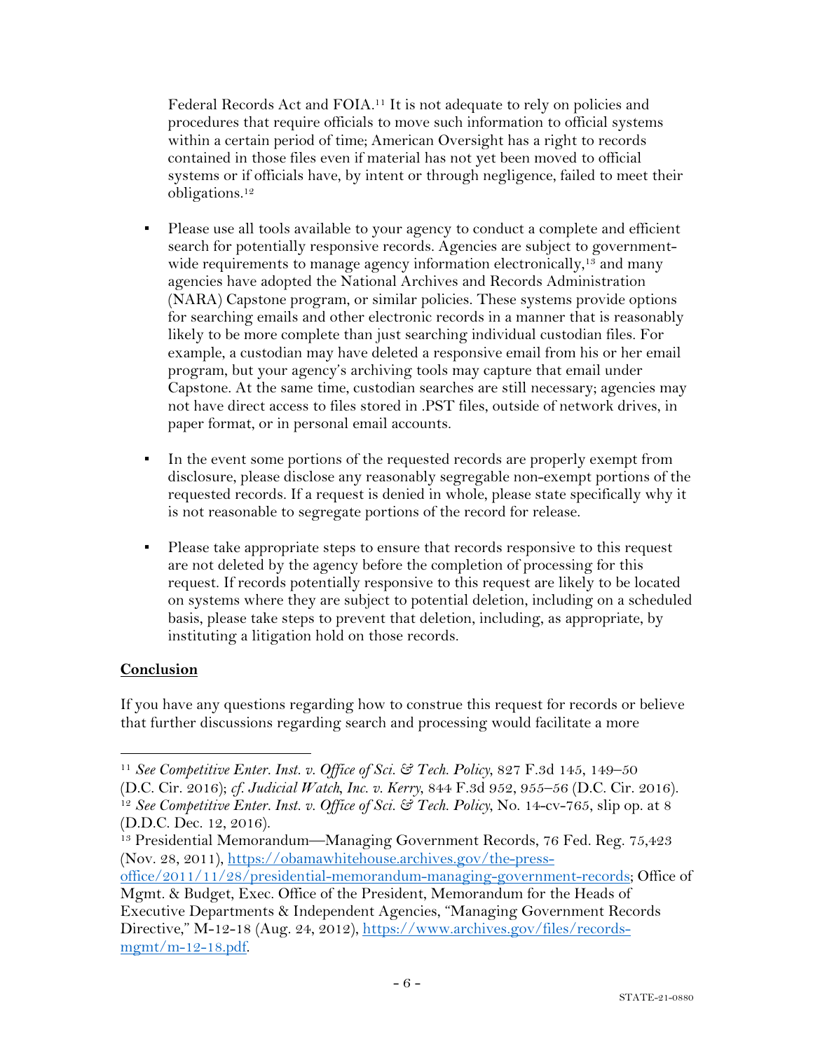Federal Records Act and FOIA.[11] It is not adequate to rely on policies and procedures that require officials to move such information to official systems within a certain period of time; American Oversight has a right to records contained in those files even if material has not yet been moved to official systems or if officials have, by intent or through negligence, failed to meet their obligations.[12]

- Please use all tools available to your agency to conduct a complete and efficient search for potentially responsive records. Agencies are subject to government-wide requirements to manage agency information electronically,[13] and many agencies have adopted the National Archives and Records Administration (NARA) Capstone program, or similar policies. These systems provide options for searching emails and other electronic records in a manner that is reasonably likely to be more complete than just searching individual custodian files. For example, a custodian may have deleted a responsive email from his or her email program, but your agency's archiving tools may capture that email under Capstone. At the same time, custodian searches are still necessary; agencies may not have direct access to files stored in .PST files, outside of network drives, in paper format, or in personal email accounts.

- In the event some portions of the requested records are properly exempt from disclosure, please disclose any reasonably segregable non-exempt portions of the requested records. If a request is denied in whole, please state specifically why it is not reasonable to segregate portions of the record for release.

- Please take appropriate steps to ensure that records responsive to this request are not deleted by the agency before the completion of processing for this request. If records potentially responsive to this request are likely to be located on systems where they are subject to potential deletion, including on a scheduled basis, please take steps to prevent that deletion, including, as appropriate, by instituting a litigation hold on those records.

## Conclusion

If you have any questions regarding how to construe this request for records or believe that further discussions regarding search and processing would facilitate a more

---

[11] *See Competitive Enter. Inst. v. Office of Sci. & Tech. Policy*, 827 F.3d 145, 149–50 (D.C. Cir. 2016); *cf. Judicial Watch, Inc. v. Kerry*, 844 F.3d 952, 955–56 (D.C. Cir. 2016).

[12] *See Competitive Enter. Inst. v. Office of Sci. & Tech. Policy*, No. 14-cv-765, slip op. at 8 (D.D.C. Dec. 12, 2016).

[13] Presidential Memorandum—Managing Government Records, 76 Fed. Reg. 75,423 (Nov. 28, 2011), https://obamawhitehouse.archives.gov/the-press-office/2011/11/28/presidential-memorandum-managing-government-records; Office of Mgmt. & Budget, Exec. Office of the President, Memorandum for the Heads of Executive Departments & Independent Agencies, "Managing Government Records Directive," M-12-18 (Aug. 24, 2012), https://www.archives.gov/files/records-mgmt/m-12-18.pdf.

STATE-21-0880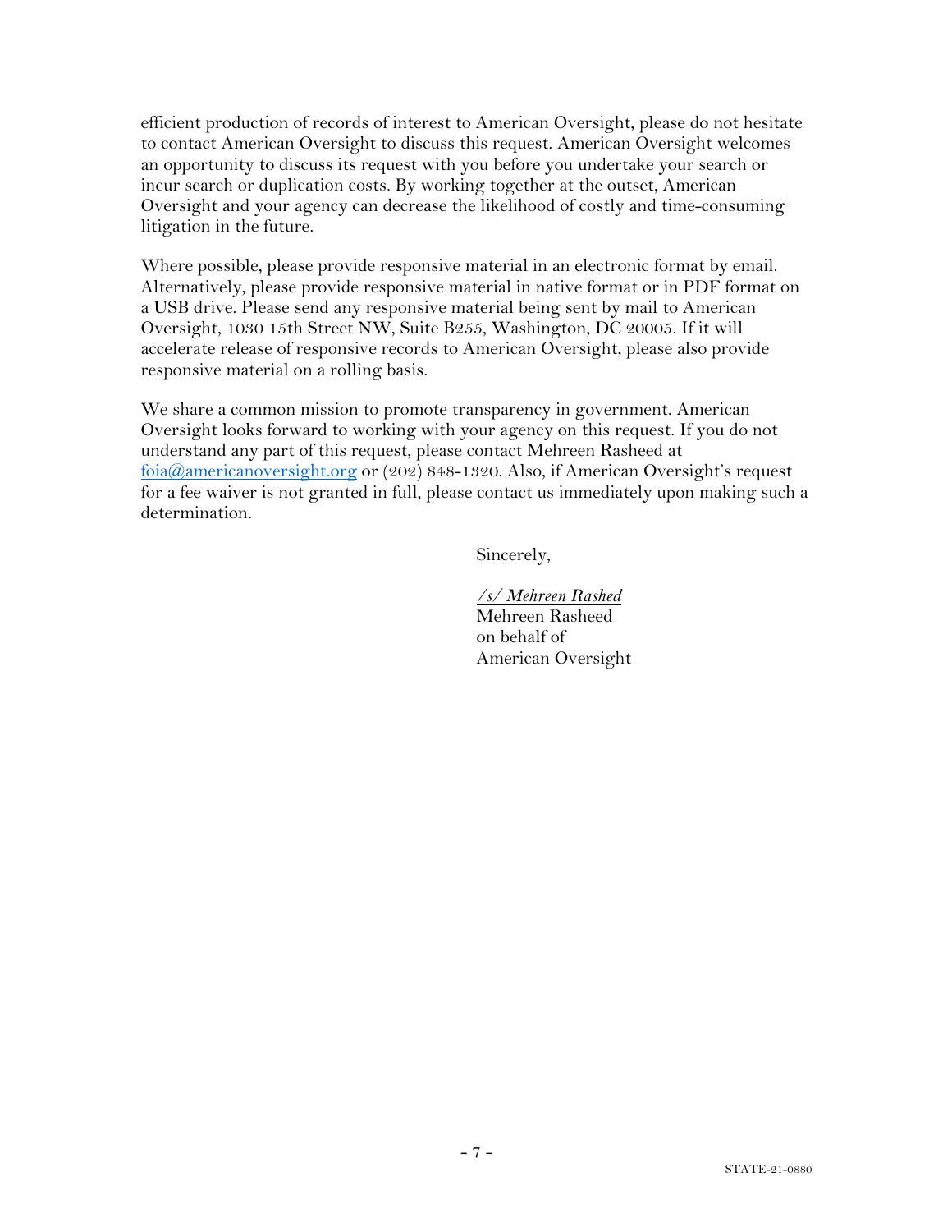efficient production of records of interest to American Oversight, please do not hesitate to contact American Oversight to discuss this request. American Oversight welcomes an opportunity to discuss its request with you before you undertake your search or incur search or duplication costs. By working together at the outset, American Oversight and your agency can decrease the likelihood of costly and time-consuming litigation in the future.

Where possible, please provide responsive material in an electronic format by email. Alternatively, please provide responsive material in native format or in PDF format on a USB drive. Please send any responsive material being sent by mail to American Oversight, 1030 15th Street NW, Suite B255, Washington, DC 20005. If it will accelerate release of responsive records to American Oversight, please also provide responsive material on a rolling basis.

We share a common mission to promote transparency in government. American Oversight looks forward to working with your agency on this request. If you do not understand any part of this request, please contact Mehreen Rasheed at foia@americanoversight.org or (202) 848-1320. Also, if American Oversight's request for a fee waiver is not granted in full, please contact us immediately upon making such a determination.

Sincerely,

*/s/ Mehreen Rashed*
Mehreen Rasheed
on behalf of
American Oversight

STATE-21-0880